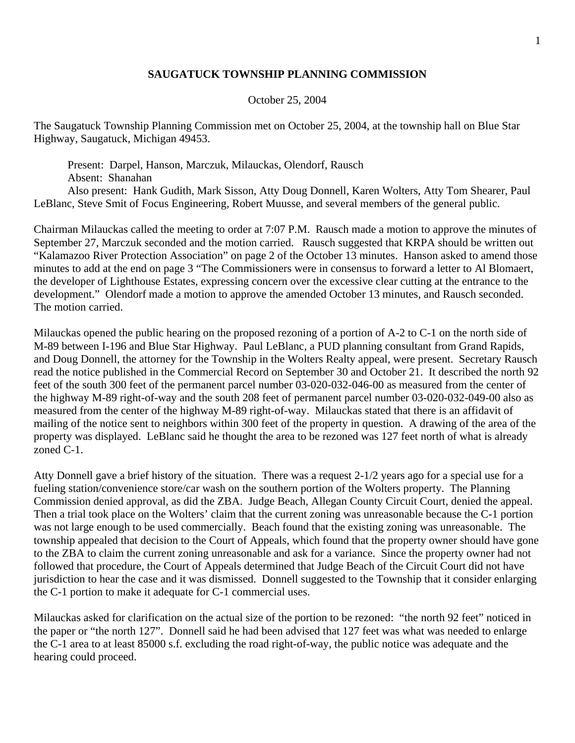# SAUGATUCK TOWNSHIP PLANNING COMMISSION

October 25, 2004

The Saugatuck Township Planning Commission met on October 25, 2004, at the township hall on Blue Star Highway, Saugatuck, Michigan 49453.

Present: Darpel, Hanson, Marczuk, Milauckas, Olendorf, Rausch
Absent: Shanahan
Also present: Hank Gudith, Mark Sisson, Atty Doug Donnell, Karen Wolters, Atty Tom Shearer, Paul LeBlanc, Steve Smit of Focus Engineering, Robert Muusse, and several members of the general public.

Chairman Milauckas called the meeting to order at 7:07 P.M. Rausch made a motion to approve the minutes of September 27, Marczuk seconded and the motion carried. Rausch suggested that KRPA should be written out "Kalamazoo River Protection Association" on page 2 of the October 13 minutes. Hanson asked to amend those minutes to add at the end on page 3 "The Commissioners were in consensus to forward a letter to Al Blomaert, the developer of Lighthouse Estates, expressing concern over the excessive clear cutting at the entrance to the development." Olendorf made a motion to approve the amended October 13 minutes, and Rausch seconded. The motion carried.

Milauckas opened the public hearing on the proposed rezoning of a portion of A-2 to C-1 on the north side of M-89 between I-196 and Blue Star Highway. Paul LeBlanc, a PUD planning consultant from Grand Rapids, and Doug Donnell, the attorney for the Township in the Wolters Realty appeal, were present. Secretary Rausch read the notice published in the Commercial Record on September 30 and October 21. It described the north 92 feet of the south 300 feet of the permanent parcel number 03-020-032-046-00 as measured from the center of the highway M-89 right-of-way and the south 208 feet of permanent parcel number 03-020-032-049-00 also as measured from the center of the highway M-89 right-of-way. Milauckas stated that there is an affidavit of mailing of the notice sent to neighbors within 300 feet of the property in question. A drawing of the area of the property was displayed. LeBlanc said he thought the area to be rezoned was 127 feet north of what is already zoned C-1.

Atty Donnell gave a brief history of the situation. There was a request 2-1/2 years ago for a special use for a fueling station/convenience store/car wash on the southern portion of the Wolters property. The Planning Commission denied approval, as did the ZBA. Judge Beach, Allegan County Circuit Court, denied the appeal. Then a trial took place on the Wolters' claim that the current zoning was unreasonable because the C-1 portion was not large enough to be used commercially. Beach found that the existing zoning was unreasonable. The township appealed that decision to the Court of Appeals, which found that the property owner should have gone to the ZBA to claim the current zoning unreasonable and ask for a variance. Since the property owner had not followed that procedure, the Court of Appeals determined that Judge Beach of the Circuit Court did not have jurisdiction to hear the case and it was dismissed. Donnell suggested to the Township that it consider enlarging the C-1 portion to make it adequate for C-1 commercial uses.

Milauckas asked for clarification on the actual size of the portion to be rezoned: "the north 92 feet" noticed in the paper or "the north 127". Donnell said he had been advised that 127 feet was what was needed to enlarge the C-1 area to at least 85000 s.f. excluding the road right-of-way, the public notice was adequate and the hearing could proceed.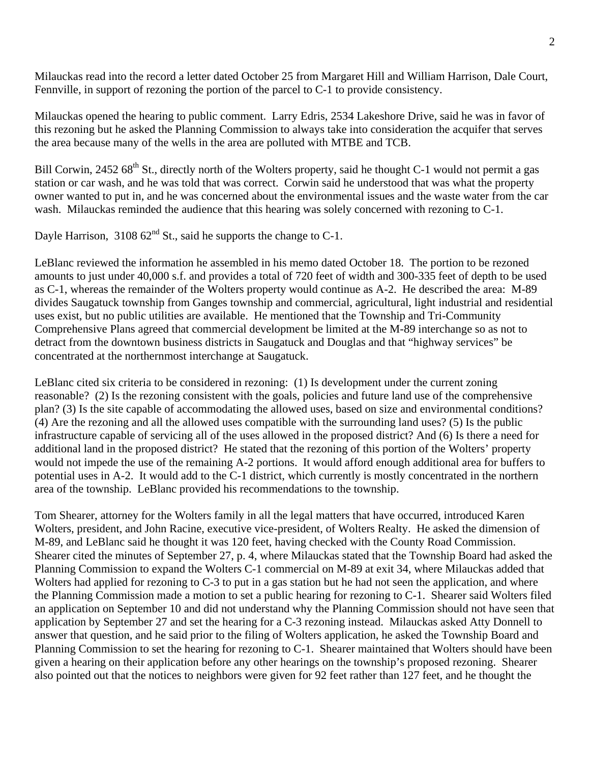Milauckas read into the record a letter dated October 25 from Margaret Hill and William Harrison, Dale Court, Fennville, in support of rezoning the portion of the parcel to C-1 to provide consistency.

Milauckas opened the hearing to public comment. Larry Edris, 2534 Lakeshore Drive, said he was in favor of this rezoning but he asked the Planning Commission to always take into consideration the acquifer that serves the area because many of the wells in the area are polluted with MTBE and TCB.

Bill Corwin, 2452 68th St., directly north of the Wolters property, said he thought C-1 would not permit a gas station or car wash, and he was told that was correct. Corwin said he understood that was what the property owner wanted to put in, and he was concerned about the environmental issues and the waste water from the car wash. Milauckas reminded the audience that this hearing was solely concerned with rezoning to C-1.

Dayle Harrison, 3108 62nd St., said he supports the change to C-1.

LeBlanc reviewed the information he assembled in his memo dated October 18. The portion to be rezoned amounts to just under 40,000 s.f. and provides a total of 720 feet of width and 300-335 feet of depth to be used as C-1, whereas the remainder of the Wolters property would continue as A-2. He described the area: M-89 divides Saugatuck township from Ganges township and commercial, agricultural, light industrial and residential uses exist, but no public utilities are available. He mentioned that the Township and Tri-Community Comprehensive Plans agreed that commercial development be limited at the M-89 interchange so as not to detract from the downtown business districts in Saugatuck and Douglas and that "highway services" be concentrated at the northernmost interchange at Saugatuck.

LeBlanc cited six criteria to be considered in rezoning: (1) Is development under the current zoning reasonable? (2) Is the rezoning consistent with the goals, policies and future land use of the comprehensive plan? (3) Is the site capable of accommodating the allowed uses, based on size and environmental conditions? (4) Are the rezoning and all the allowed uses compatible with the surrounding land uses? (5) Is the public infrastructure capable of servicing all of the uses allowed in the proposed district? And (6) Is there a need for additional land in the proposed district? He stated that the rezoning of this portion of the Wolters' property would not impede the use of the remaining A-2 portions. It would afford enough additional area for buffers to potential uses in A-2. It would add to the C-1 district, which currently is mostly concentrated in the northern area of the township. LeBlanc provided his recommendations to the township.

Tom Shearer, attorney for the Wolters family in all the legal matters that have occurred, introduced Karen Wolters, president, and John Racine, executive vice-president, of Wolters Realty. He asked the dimension of M-89, and LeBlanc said he thought it was 120 feet, having checked with the County Road Commission. Shearer cited the minutes of September 27, p. 4, where Milauckas stated that the Township Board had asked the Planning Commission to expand the Wolters C-1 commercial on M-89 at exit 34, where Milauckas added that Wolters had applied for rezoning to C-3 to put in a gas station but he had not seen the application, and where the Planning Commission made a motion to set a public hearing for rezoning to C-1. Shearer said Wolters filed an application on September 10 and did not understand why the Planning Commission should not have seen that application by September 27 and set the hearing for a C-3 rezoning instead. Milauckas asked Atty Donnell to answer that question, and he said prior to the filing of Wolters application, he asked the Township Board and Planning Commission to set the hearing for rezoning to C-1. Shearer maintained that Wolters should have been given a hearing on their application before any other hearings on the township's proposed rezoning. Shearer also pointed out that the notices to neighbors were given for 92 feet rather than 127 feet, and he thought the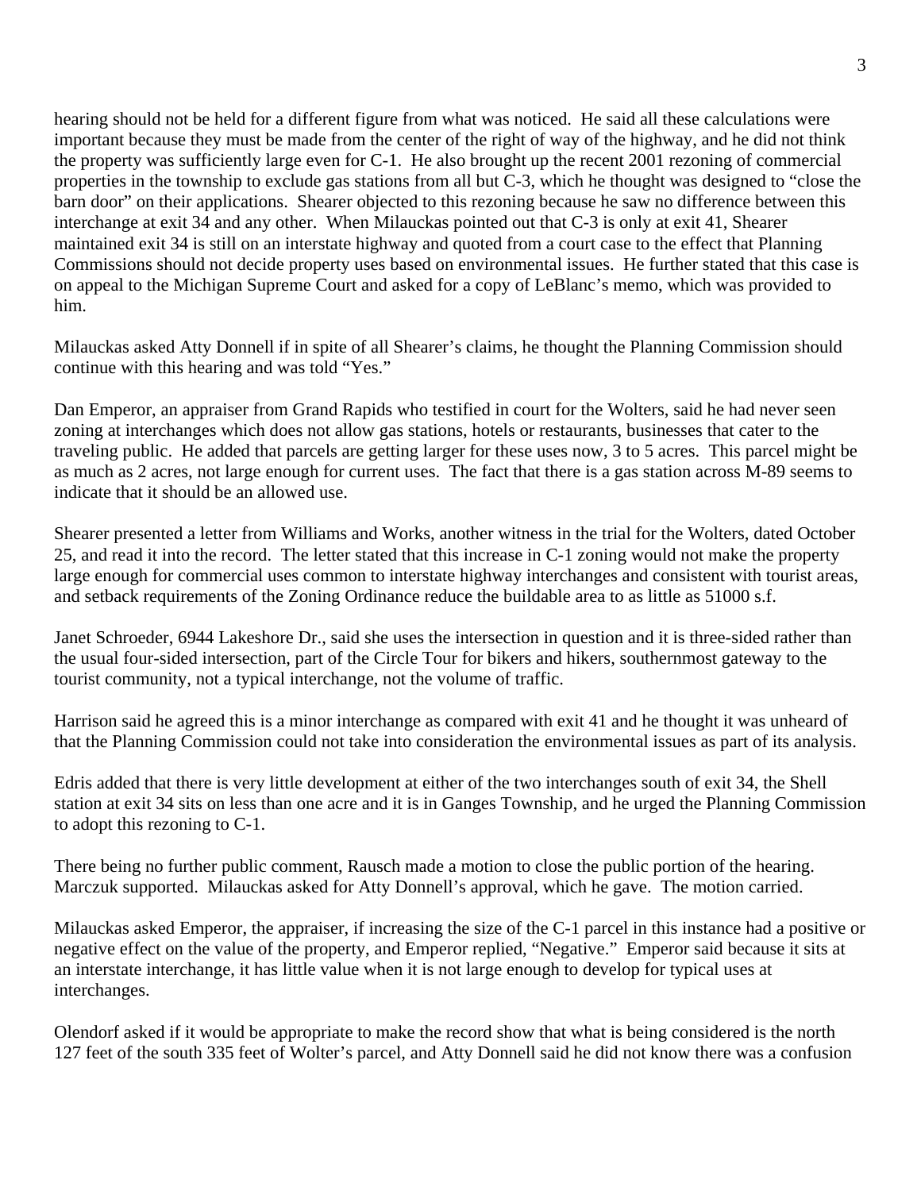hearing should not be held for a different figure from what was noticed. He said all these calculations were important because they must be made from the center of the right of way of the highway, and he did not think the property was sufficiently large even for C-1. He also brought up the recent 2001 rezoning of commercial properties in the township to exclude gas stations from all but C-3, which he thought was designed to "close the barn door" on their applications. Shearer objected to this rezoning because he saw no difference between this interchange at exit 34 and any other. When Milauckas pointed out that C-3 is only at exit 41, Shearer maintained exit 34 is still on an interstate highway and quoted from a court case to the effect that Planning Commissions should not decide property uses based on environmental issues. He further stated that this case is on appeal to the Michigan Supreme Court and asked for a copy of LeBlanc's memo, which was provided to him.

Milauckas asked Atty Donnell if in spite of all Shearer's claims, he thought the Planning Commission should continue with this hearing and was told "Yes."

Dan Emperor, an appraiser from Grand Rapids who testified in court for the Wolters, said he had never seen zoning at interchanges which does not allow gas stations, hotels or restaurants, businesses that cater to the traveling public. He added that parcels are getting larger for these uses now, 3 to 5 acres. This parcel might be as much as 2 acres, not large enough for current uses. The fact that there is a gas station across M-89 seems to indicate that it should be an allowed use.

Shearer presented a letter from Williams and Works, another witness in the trial for the Wolters, dated October 25, and read it into the record. The letter stated that this increase in C-1 zoning would not make the property large enough for commercial uses common to interstate highway interchanges and consistent with tourist areas, and setback requirements of the Zoning Ordinance reduce the buildable area to as little as 51000 s.f.

Janet Schroeder, 6944 Lakeshore Dr., said she uses the intersection in question and it is three-sided rather than the usual four-sided intersection, part of the Circle Tour for bikers and hikers, southernmost gateway to the tourist community, not a typical interchange, not the volume of traffic.

Harrison said he agreed this is a minor interchange as compared with exit 41 and he thought it was unheard of that the Planning Commission could not take into consideration the environmental issues as part of its analysis.

Edris added that there is very little development at either of the two interchanges south of exit 34, the Shell station at exit 34 sits on less than one acre and it is in Ganges Township, and he urged the Planning Commission to adopt this rezoning to C-1.

There being no further public comment, Rausch made a motion to close the public portion of the hearing. Marczuk supported. Milauckas asked for Atty Donnell's approval, which he gave. The motion carried.

Milauckas asked Emperor, the appraiser, if increasing the size of the C-1 parcel in this instance had a positive or negative effect on the value of the property, and Emperor replied, "Negative." Emperor said because it sits at an interstate interchange, it has little value when it is not large enough to develop for typical uses at interchanges.

Olendorf asked if it would be appropriate to make the record show that what is being considered is the north 127 feet of the south 335 feet of Wolter's parcel, and Atty Donnell said he did not know there was a confusion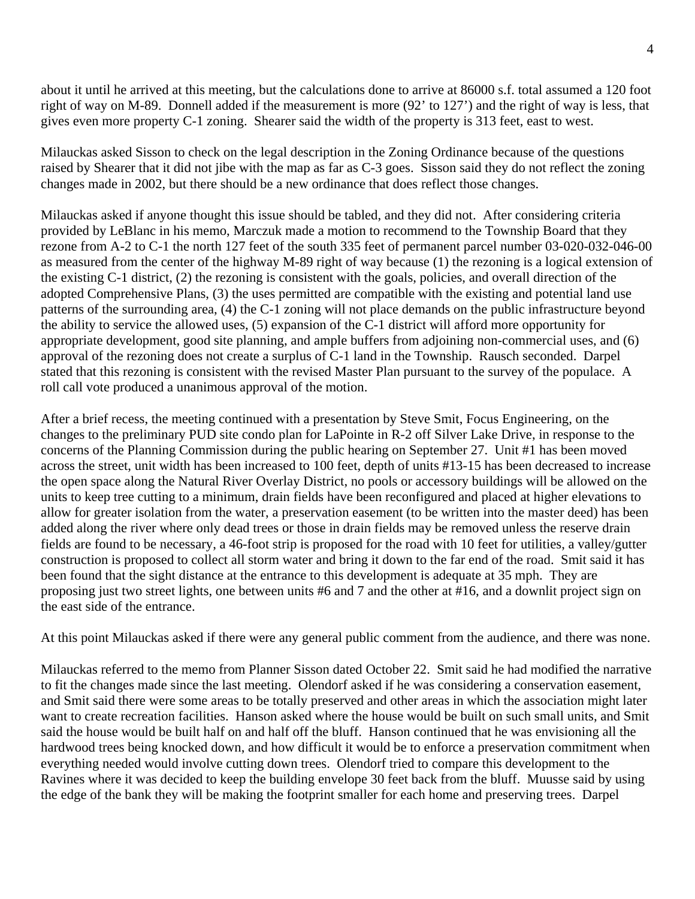about it until he arrived at this meeting, but the calculations done to arrive at 86000 s.f. total assumed a 120 foot right of way on M-89. Donnell added if the measurement is more (92' to 127') and the right of way is less, that gives even more property C-1 zoning. Shearer said the width of the property is 313 feet, east to west.

Milauckas asked Sisson to check on the legal description in the Zoning Ordinance because of the questions raised by Shearer that it did not jibe with the map as far as C-3 goes. Sisson said they do not reflect the zoning changes made in 2002, but there should be a new ordinance that does reflect those changes.

Milauckas asked if anyone thought this issue should be tabled, and they did not. After considering criteria provided by LeBlanc in his memo, Marczuk made a motion to recommend to the Township Board that they rezone from A-2 to C-1 the north 127 feet of the south 335 feet of permanent parcel number 03-020-032-046-00 as measured from the center of the highway M-89 right of way because (1) the rezoning is a logical extension of the existing C-1 district, (2) the rezoning is consistent with the goals, policies, and overall direction of the adopted Comprehensive Plans, (3) the uses permitted are compatible with the existing and potential land use patterns of the surrounding area, (4) the C-1 zoning will not place demands on the public infrastructure beyond the ability to service the allowed uses, (5) expansion of the C-1 district will afford more opportunity for appropriate development, good site planning, and ample buffers from adjoining non-commercial uses, and (6) approval of the rezoning does not create a surplus of C-1 land in the Township. Rausch seconded. Darpel stated that this rezoning is consistent with the revised Master Plan pursuant to the survey of the populace. A roll call vote produced a unanimous approval of the motion.

After a brief recess, the meeting continued with a presentation by Steve Smit, Focus Engineering, on the changes to the preliminary PUD site condo plan for LaPointe in R-2 off Silver Lake Drive, in response to the concerns of the Planning Commission during the public hearing on September 27. Unit #1 has been moved across the street, unit width has been increased to 100 feet, depth of units #13-15 has been decreased to increase the open space along the Natural River Overlay District, no pools or accessory buildings will be allowed on the units to keep tree cutting to a minimum, drain fields have been reconfigured and placed at higher elevations to allow for greater isolation from the water, a preservation easement (to be written into the master deed) has been added along the river where only dead trees or those in drain fields may be removed unless the reserve drain fields are found to be necessary, a 46-foot strip is proposed for the road with 10 feet for utilities, a valley/gutter construction is proposed to collect all storm water and bring it down to the far end of the road. Smit said it has been found that the sight distance at the entrance to this development is adequate at 35 mph. They are proposing just two street lights, one between units #6 and 7 and the other at #16, and a downlit project sign on the east side of the entrance.

At this point Milauckas asked if there were any general public comment from the audience, and there was none.

Milauckas referred to the memo from Planner Sisson dated October 22. Smit said he had modified the narrative to fit the changes made since the last meeting. Olendorf asked if he was considering a conservation easement, and Smit said there were some areas to be totally preserved and other areas in which the association might later want to create recreation facilities. Hanson asked where the house would be built on such small units, and Smit said the house would be built half on and half off the bluff. Hanson continued that he was envisioning all the hardwood trees being knocked down, and how difficult it would be to enforce a preservation commitment when everything needed would involve cutting down trees. Olendorf tried to compare this development to the Ravines where it was decided to keep the building envelope 30 feet back from the bluff. Muusse said by using the edge of the bank they will be making the footprint smaller for each home and preserving trees. Darpel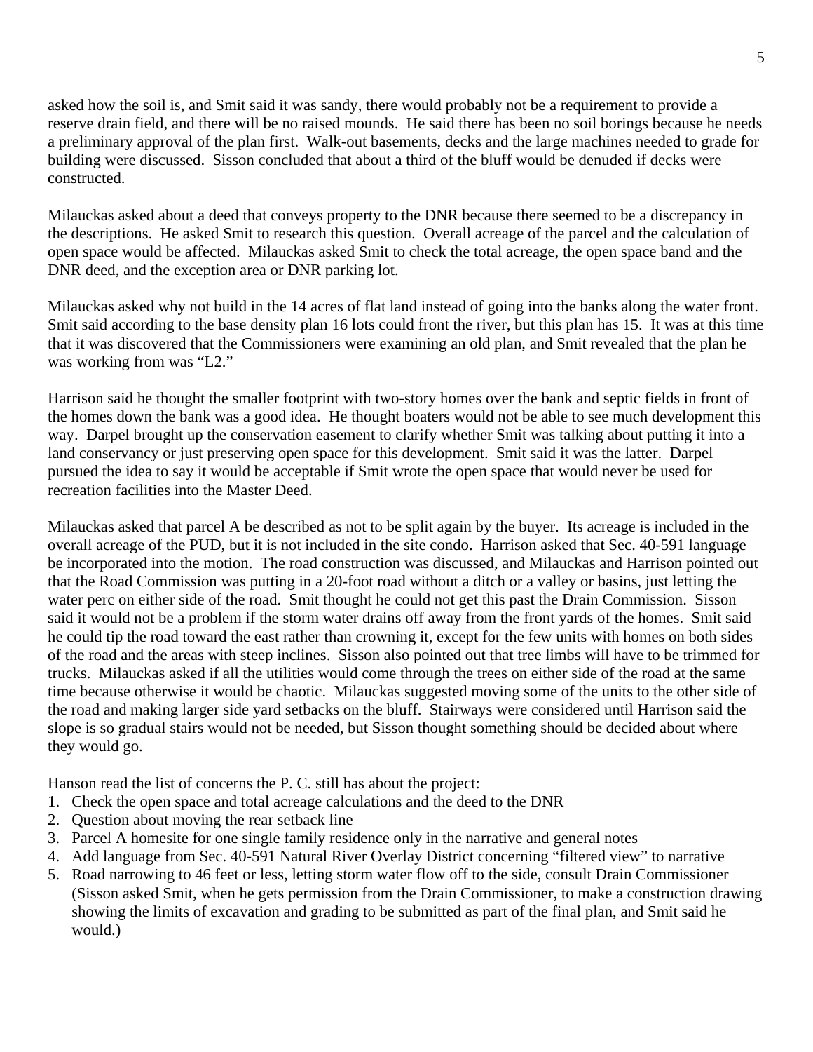asked how the soil is, and Smit said it was sandy, there would probably not be a requirement to provide a reserve drain field, and there will be no raised mounds. He said there has been no soil borings because he needs a preliminary approval of the plan first. Walk-out basements, decks and the large machines needed to grade for building were discussed. Sisson concluded that about a third of the bluff would be denuded if decks were constructed.

Milauckas asked about a deed that conveys property to the DNR because there seemed to be a discrepancy in the descriptions. He asked Smit to research this question. Overall acreage of the parcel and the calculation of open space would be affected. Milauckas asked Smit to check the total acreage, the open space band and the DNR deed, and the exception area or DNR parking lot.

Milauckas asked why not build in the 14 acres of flat land instead of going into the banks along the water front. Smit said according to the base density plan 16 lots could front the river, but this plan has 15. It was at this time that it was discovered that the Commissioners were examining an old plan, and Smit revealed that the plan he was working from was "L2."

Harrison said he thought the smaller footprint with two-story homes over the bank and septic fields in front of the homes down the bank was a good idea. He thought boaters would not be able to see much development this way. Darpel brought up the conservation easement to clarify whether Smit was talking about putting it into a land conservancy or just preserving open space for this development. Smit said it was the latter. Darpel pursued the idea to say it would be acceptable if Smit wrote the open space that would never be used for recreation facilities into the Master Deed.

Milauckas asked that parcel A be described as not to be split again by the buyer. Its acreage is included in the overall acreage of the PUD, but it is not included in the site condo. Harrison asked that Sec. 40-591 language be incorporated into the motion. The road construction was discussed, and Milauckas and Harrison pointed out that the Road Commission was putting in a 20-foot road without a ditch or a valley or basins, just letting the water perc on either side of the road. Smit thought he could not get this past the Drain Commission. Sisson said it would not be a problem if the storm water drains off away from the front yards of the homes. Smit said he could tip the road toward the east rather than crowning it, except for the few units with homes on both sides of the road and the areas with steep inclines. Sisson also pointed out that tree limbs will have to be trimmed for trucks. Milauckas asked if all the utilities would come through the trees on either side of the road at the same time because otherwise it would be chaotic. Milauckas suggested moving some of the units to the other side of the road and making larger side yard setbacks on the bluff. Stairways were considered until Harrison said the slope is so gradual stairs would not be needed, but Sisson thought something should be decided about where they would go.

Hanson read the list of concerns the P. C. still has about the project:

1. Check the open space and total acreage calculations and the deed to the DNR
2. Question about moving the rear setback line
3. Parcel A homesite for one single family residence only in the narrative and general notes
4. Add language from Sec. 40-591 Natural River Overlay District concerning "filtered view" to narrative
5. Road narrowing to 46 feet or less, letting storm water flow off to the side, consult Drain Commissioner (Sisson asked Smit, when he gets permission from the Drain Commissioner, to make a construction drawing showing the limits of excavation and grading to be submitted as part of the final plan, and Smit said he would.)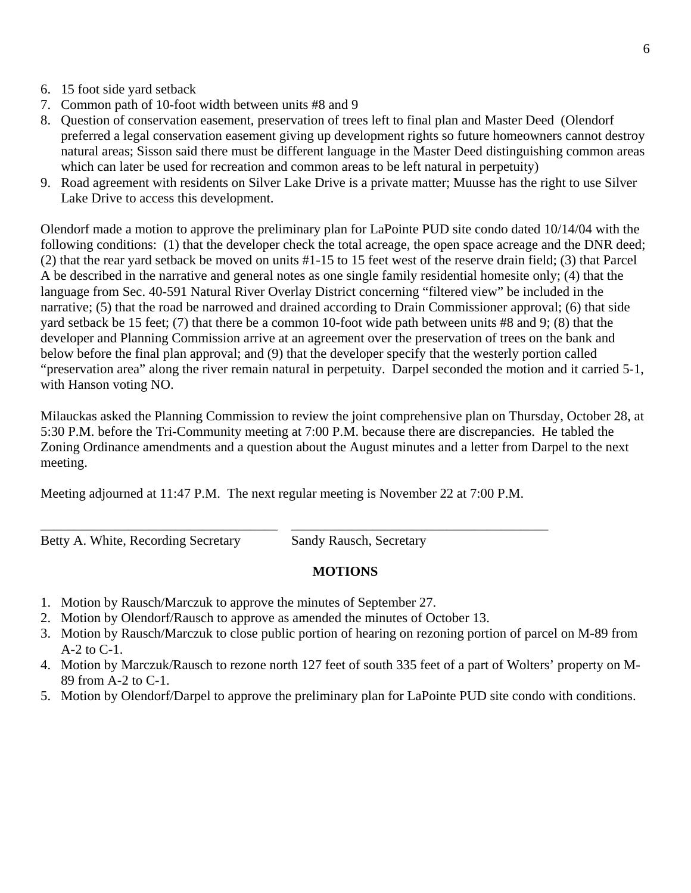6. 15 foot side yard setback
7. Common path of 10-foot width between units #8 and 9
8. Question of conservation easement, preservation of trees left to final plan and Master Deed (Olendorf preferred a legal conservation easement giving up development rights so future homeowners cannot destroy natural areas; Sisson said there must be different language in the Master Deed distinguishing common areas which can later be used for recreation and common areas to be left natural in perpetuity)
9. Road agreement with residents on Silver Lake Drive is a private matter; Muusse has the right to use Silver Lake Drive to access this development.

Olendorf made a motion to approve the preliminary plan for LaPointe PUD site condo dated 10/14/04 with the following conditions: (1) that the developer check the total acreage, the open space acreage and the DNR deed; (2) that the rear yard setback be moved on units #1-15 to 15 feet west of the reserve drain field; (3) that Parcel A be described in the narrative and general notes as one single family residential homesite only; (4) that the language from Sec. 40-591 Natural River Overlay District concerning "filtered view" be included in the narrative; (5) that the road be narrowed and drained according to Drain Commissioner approval; (6) that side yard setback be 15 feet; (7) that there be a common 10-foot wide path between units #8 and 9; (8) that the developer and Planning Commission arrive at an agreement over the preservation of trees on the bank and below before the final plan approval; and (9) that the developer specify that the westerly portion called "preservation area" along the river remain natural in perpetuity. Darpel seconded the motion and it carried 5-1, with Hanson voting NO.

Milauckas asked the Planning Commission to review the joint comprehensive plan on Thursday, October 28, at 5:30 P.M. before the Tri-Community meeting at 7:00 P.M. because there are discrepancies. He tabled the Zoning Ordinance amendments and a question about the August minutes and a letter from Darpel to the next meeting.

Meeting adjourned at 11:47 P.M. The next regular meeting is November 22 at 7:00 P.M.

\_\_\_\_\_\_\_\_\_\_\_\_\_\_\_\_\_\_\_\_\_\_\_\_\_\_\_\_\_\_\_\_\_\_\_\_ \_\_\_\_\_\_\_\_\_\_\_\_\_\_\_\_\_\_\_\_\_\_\_\_\_\_\_\_\_\_\_\_\_\_\_\_\_\_\_

Betty A. White, Recording Secretary Sandy Rausch, Secretary

**MOTIONS**

1. Motion by Rausch/Marczuk to approve the minutes of September 27.
2. Motion by Olendorf/Rausch to approve as amended the minutes of October 13.
3. Motion by Rausch/Marczuk to close public portion of hearing on rezoning portion of parcel on M-89 from A-2 to C-1.
4. Motion by Marczuk/Rausch to rezone north 127 feet of south 335 feet of a part of Wolters' property on M-89 from A-2 to C-1.
5. Motion by Olendorf/Darpel to approve the preliminary plan for LaPointe PUD site condo with conditions.